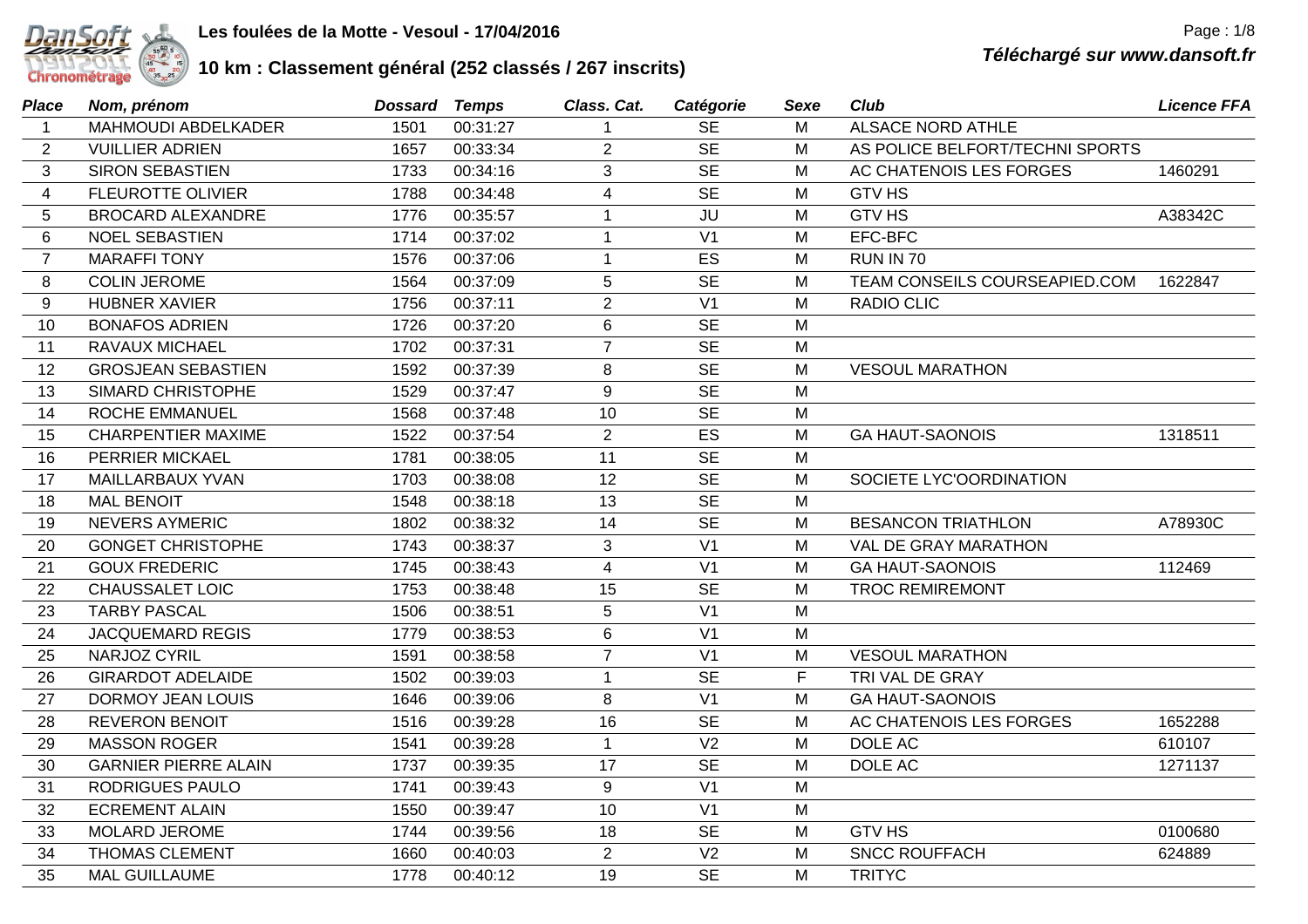# Les foulées de la Motte - Vesoul - 17/04/2016

## 10 km : Classement général (252 classés / 267 inscrits)

*Téléchargé sur www.dansoft.fr*

| *Place* | *Nom, prénom* | *Dossard* | *Temps* | *Class. Cat.* | *Catégorie* | *Sexe* | *Club* | *Licence FFA* |
|---|---|---|---|---|---|---|---|---|
| 1 | MAHMOUDI ABDELKADER | 1501 | 00:31:27 | 1 | SE | M | ALSACE NORD ATHLE | |
| 2 | VUILLIER ADRIEN | 1657 | 00:33:34 | 2 | SE | M | AS POLICE BELFORT/TECHNI SPORTS | |
| 3 | SIRON SEBASTIEN | 1733 | 00:34:16 | 3 | SE | M | AC CHATENOIS LES FORGES | 1460291 |
| 4 | FLEUROTTE OLIVIER | 1788 | 00:34:48 | 4 | SE | M | GTV HS | |
| 5 | BROCARD ALEXANDRE | 1776 | 00:35:57 | 1 | JU | M | GTV HS | A38342C |
| 6 | NOEL SEBASTIEN | 1714 | 00:37:02 | 1 | V1 | M | EFC-BFC | |
| 7 | MARAFFI TONY | 1576 | 00:37:06 | 1 | ES | M | RUN IN 70 | |
| 8 | COLIN JEROME | 1564 | 00:37:09 | 5 | SE | M | TEAM CONSEILS COURSEAPIED.COM | 1622847 |
| 9 | HUBNER XAVIER | 1756 | 00:37:11 | 2 | V1 | M | RADIO CLIC | |
| 10 | BONAFOS ADRIEN | 1726 | 00:37:20 | 6 | SE | M | | |
| 11 | RAVAUX MICHAEL | 1702 | 00:37:31 | 7 | SE | M | | |
| 12 | GROSJEAN SEBASTIEN | 1592 | 00:37:39 | 8 | SE | M | VESOUL MARATHON | |
| 13 | SIMARD CHRISTOPHE | 1529 | 00:37:47 | 9 | SE | M | | |
| 14 | ROCHE EMMANUEL | 1568 | 00:37:48 | 10 | SE | M | | |
| 15 | CHARPENTIER MAXIME | 1522 | 00:37:54 | 2 | ES | M | GA HAUT-SAONOIS | 1318511 |
| 16 | PERRIER MICKAEL | 1781 | 00:38:05 | 11 | SE | M | | |
| 17 | MAILLARBAUX YVAN | 1703 | 00:38:08 | 12 | SE | M | SOCIETE LYC'OORDINATION | |
| 18 | MAL BENOIT | 1548 | 00:38:18 | 13 | SE | M | | |
| 19 | NEVERS AYMERIC | 1802 | 00:38:32 | 14 | SE | M | BESANCON TRIATHLON | A78930C |
| 20 | GONGET CHRISTOPHE | 1743 | 00:38:37 | 3 | V1 | M | VAL DE GRAY MARATHON | |
| 21 | GOUX FREDERIC | 1745 | 00:38:43 | 4 | V1 | M | GA HAUT-SAONOIS | 112469 |
| 22 | CHAUSSALET LOIC | 1753 | 00:38:48 | 15 | SE | M | TROC REMIREMONT | |
| 23 | TARBY PASCAL | 1506 | 00:38:51 | 5 | V1 | M | | |
| 24 | JACQUEMARD REGIS | 1779 | 00:38:53 | 6 | V1 | M | | |
| 25 | NARJOZ CYRIL | 1591 | 00:38:58 | 7 | V1 | M | VESOUL MARATHON | |
| 26 | GIRARDOT ADELAIDE | 1502 | 00:39:03 | 1 | SE | F | TRI VAL DE GRAY | |
| 27 | DORMOY JEAN LOUIS | 1646 | 00:39:06 | 8 | V1 | M | GA HAUT-SAONOIS | |
| 28 | REVERON BENOIT | 1516 | 00:39:28 | 16 | SE | M | AC CHATENOIS LES FORGES | 1652288 |
| 29 | MASSON ROGER | 1541 | 00:39:28 | 1 | V2 | M | DOLE AC | 610107 |
| 30 | GARNIER PIERRE ALAIN | 1737 | 00:39:35 | 17 | SE | M | DOLE AC | 1271137 |
| 31 | RODRIGUES PAULO | 1741 | 00:39:43 | 9 | V1 | M | | |
| 32 | ECREMENT ALAIN | 1550 | 00:39:47 | 10 | V1 | M | | |
| 33 | MOLARD JEROME | 1744 | 00:39:56 | 18 | SE | M | GTV HS | 0100680 |
| 34 | THOMAS CLEMENT | 1660 | 00:40:03 | 2 | V2 | M | SNCC ROUFFACH | 624889 |
| 35 | MAL GUILLAUME | 1778 | 00:40:12 | 19 | SE | M | TRITYC | |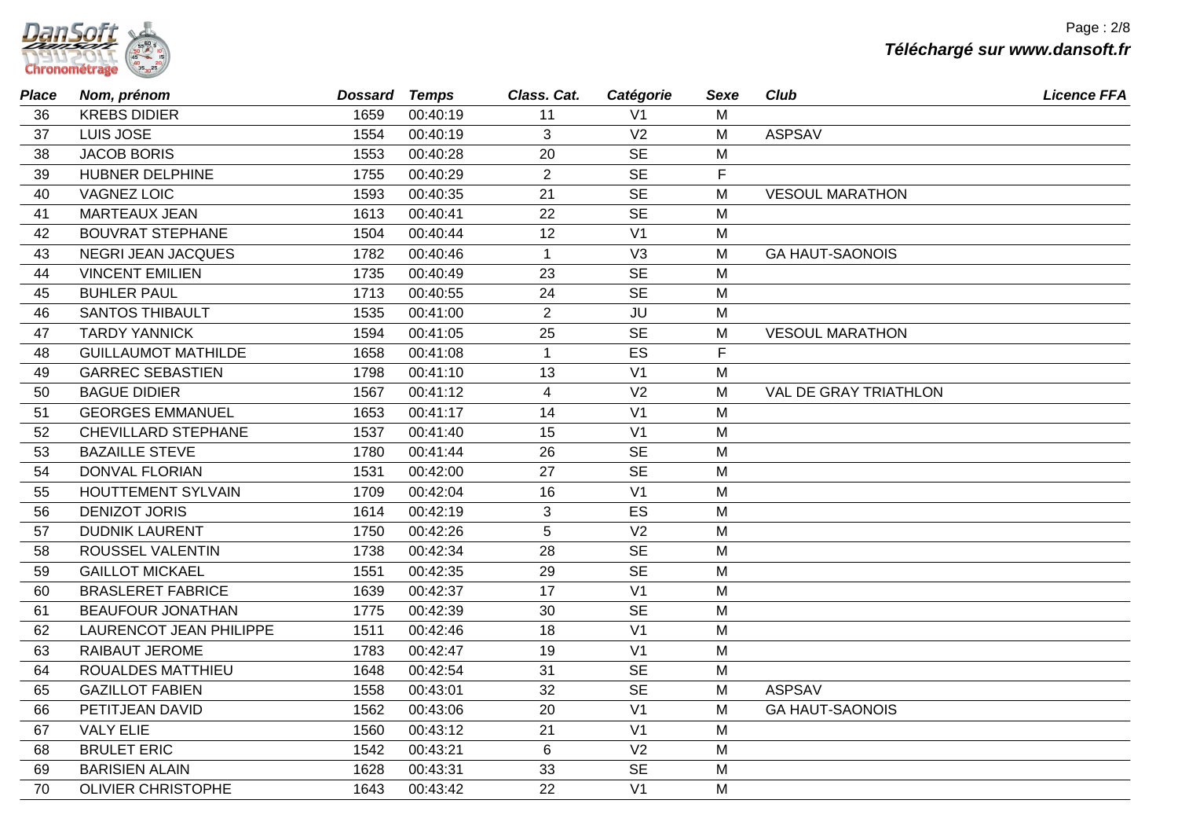| Place | Nom, prénom | Dossard | Temps | Class. Cat. | Catégorie | Sexe | Club | Licence FFA |
|---|---|---|---|---|---|---|---|---|
| 36 | KREBS DIDIER | 1659 | 00:40:19 | 11 | V1 | M | | |
| 37 | LUIS JOSE | 1554 | 00:40:19 | 3 | V2 | M | ASPSAV | |
| 38 | JACOB BORIS | 1553 | 00:40:28 | 20 | SE | M | | |
| 39 | HUBNER DELPHINE | 1755 | 00:40:29 | 2 | SE | F | | |
| 40 | VAGNEZ LOIC | 1593 | 00:40:35 | 21 | SE | M | VESOUL MARATHON | |
| 41 | MARTEAUX JEAN | 1613 | 00:40:41 | 22 | SE | M | | |
| 42 | BOUVRAT STEPHANE | 1504 | 00:40:44 | 12 | V1 | M | | |
| 43 | NEGRI JEAN JACQUES | 1782 | 00:40:46 | 1 | V3 | M | GA HAUT-SAONOIS | |
| 44 | VINCENT EMILIEN | 1735 | 00:40:49 | 23 | SE | M | | |
| 45 | BUHLER PAUL | 1713 | 00:40:55 | 24 | SE | M | | |
| 46 | SANTOS THIBAULT | 1535 | 00:41:00 | 2 | JU | M | | |
| 47 | TARDY YANNICK | 1594 | 00:41:05 | 25 | SE | M | VESOUL MARATHON | |
| 48 | GUILLAUMOT MATHILDE | 1658 | 00:41:08 | 1 | ES | F | | |
| 49 | GARREC SEBASTIEN | 1798 | 00:41:10 | 13 | V1 | M | | |
| 50 | BAGUE DIDIER | 1567 | 00:41:12 | 4 | V2 | M | VAL DE GRAY TRIATHLON | |
| 51 | GEORGES EMMANUEL | 1653 | 00:41:17 | 14 | V1 | M | | |
| 52 | CHEVILLARD STEPHANE | 1537 | 00:41:40 | 15 | V1 | M | | |
| 53 | BAZAILLE STEVE | 1780 | 00:41:44 | 26 | SE | M | | |
| 54 | DONVAL FLORIAN | 1531 | 00:42:00 | 27 | SE | M | | |
| 55 | HOUTTEMENT SYLVAIN | 1709 | 00:42:04 | 16 | V1 | M | | |
| 56 | DENIZOT JORIS | 1614 | 00:42:19 | 3 | ES | M | | |
| 57 | DUDNIK LAURENT | 1750 | 00:42:26 | 5 | V2 | M | | |
| 58 | ROUSSEL VALENTIN | 1738 | 00:42:34 | 28 | SE | M | | |
| 59 | GAILLOT MICKAEL | 1551 | 00:42:35 | 29 | SE | M | | |
| 60 | BRASLERET FABRICE | 1639 | 00:42:37 | 17 | V1 | M | | |
| 61 | BEAUFOUR JONATHAN | 1775 | 00:42:39 | 30 | SE | M | | |
| 62 | LAURENCOT JEAN PHILIPPE | 1511 | 00:42:46 | 18 | V1 | M | | |
| 63 | RAIBAUT JEROME | 1783 | 00:42:47 | 19 | V1 | M | | |
| 64 | ROUALDES MATTHIEU | 1648 | 00:42:54 | 31 | SE | M | | |
| 65 | GAZILLOT FABIEN | 1558 | 00:43:01 | 32 | SE | M | ASPSAV | |
| 66 | PETITJEAN DAVID | 1562 | 00:43:06 | 20 | V1 | M | GA HAUT-SAONOIS | |
| 67 | VALY ELIE | 1560 | 00:43:12 | 21 | V1 | M | | |
| 68 | BRULET ERIC | 1542 | 00:43:21 | 6 | V2 | M | | |
| 69 | BARISIEN ALAIN | 1628 | 00:43:31 | 33 | SE | M | | |
| 70 | OLIVIER CHRISTOPHE | 1643 | 00:43:42 | 22 | V1 | M | | |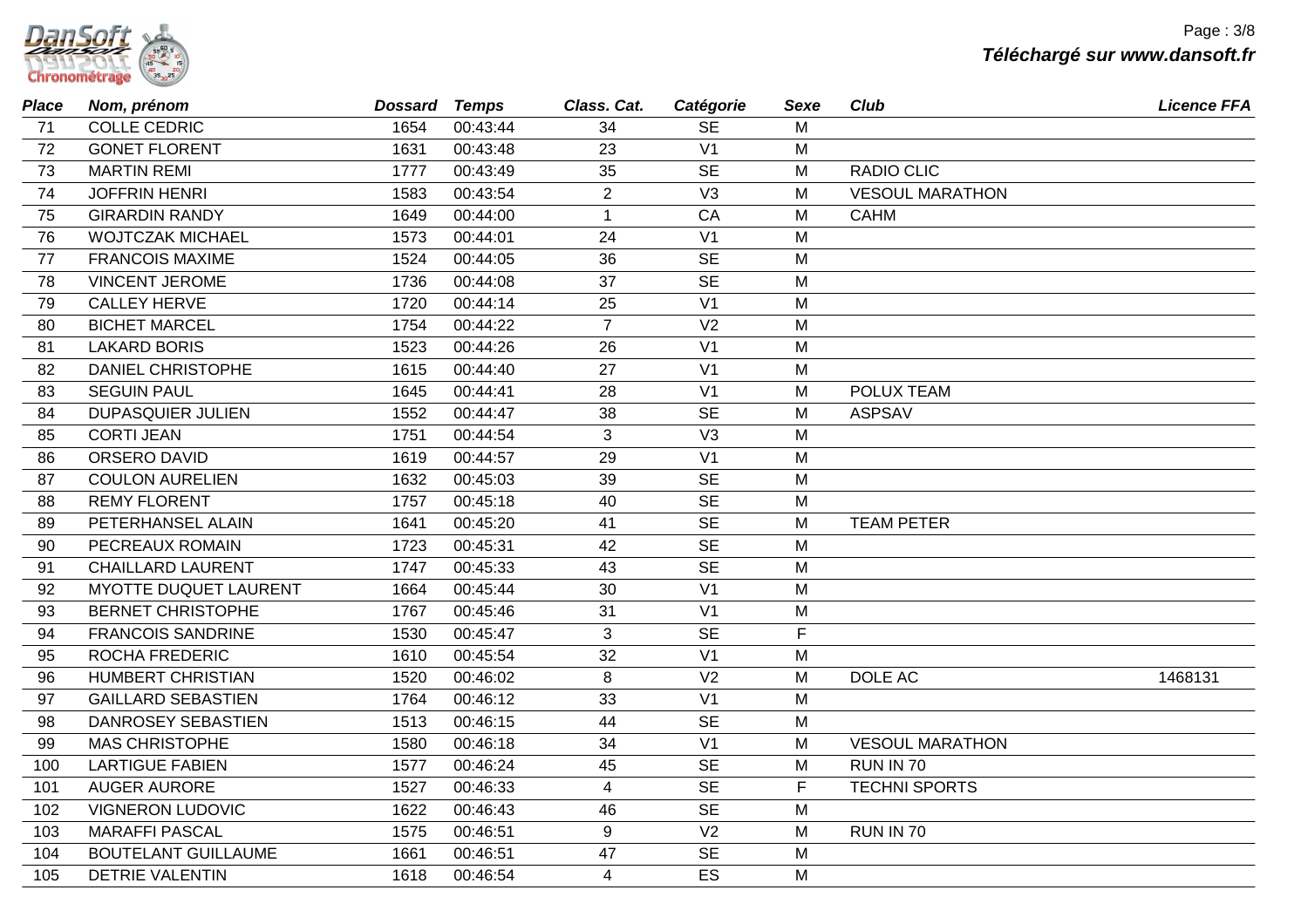| Place | Nom, prénom | Dossard | Temps | Class. Cat. | Catégorie | Sexe | Club | Licence FFA |
|---|---|---|---|---|---|---|---|---|
| 71 | COLLE CEDRIC | 1654 | 00:43:44 | 34 | SE | M | | |
| 72 | GONET FLORENT | 1631 | 00:43:48 | 23 | V1 | M | | |
| 73 | MARTIN REMI | 1777 | 00:43:49 | 35 | SE | M | RADIO CLIC | |
| 74 | JOFFRIN HENRI | 1583 | 00:43:54 | 2 | V3 | M | VESOUL MARATHON | |
| 75 | GIRARDIN RANDY | 1649 | 00:44:00 | 1 | CA | M | CAHM | |
| 76 | WOJTCZAK MICHAEL | 1573 | 00:44:01 | 24 | V1 | M | | |
| 77 | FRANCOIS MAXIME | 1524 | 00:44:05 | 36 | SE | M | | |
| 78 | VINCENT JEROME | 1736 | 00:44:08 | 37 | SE | M | | |
| 79 | CALLEY HERVE | 1720 | 00:44:14 | 25 | V1 | M | | |
| 80 | BICHET MARCEL | 1754 | 00:44:22 | 7 | V2 | M | | |
| 81 | LAKARD BORIS | 1523 | 00:44:26 | 26 | V1 | M | | |
| 82 | DANIEL CHRISTOPHE | 1615 | 00:44:40 | 27 | V1 | M | | |
| 83 | SEGUIN PAUL | 1645 | 00:44:41 | 28 | V1 | M | POLUX TEAM | |
| 84 | DUPASQUIER JULIEN | 1552 | 00:44:47 | 38 | SE | M | ASPSAV | |
| 85 | CORTI JEAN | 1751 | 00:44:54 | 3 | V3 | M | | |
| 86 | ORSERO DAVID | 1619 | 00:44:57 | 29 | V1 | M | | |
| 87 | COULON AURELIEN | 1632 | 00:45:03 | 39 | SE | M | | |
| 88 | REMY FLORENT | 1757 | 00:45:18 | 40 | SE | M | | |
| 89 | PETERHANSEL ALAIN | 1641 | 00:45:20 | 41 | SE | M | TEAM PETER | |
| 90 | PECREAUX ROMAIN | 1723 | 00:45:31 | 42 | SE | M | | |
| 91 | CHAILLARD LAURENT | 1747 | 00:45:33 | 43 | SE | M | | |
| 92 | MYOTTE DUQUET LAURENT | 1664 | 00:45:44 | 30 | V1 | M | | |
| 93 | BERNET CHRISTOPHE | 1767 | 00:45:46 | 31 | V1 | M | | |
| 94 | FRANCOIS SANDRINE | 1530 | 00:45:47 | 3 | SE | F | | |
| 95 | ROCHA FREDERIC | 1610 | 00:45:54 | 32 | V1 | M | | |
| 96 | HUMBERT CHRISTIAN | 1520 | 00:46:02 | 8 | V2 | M | DOLE AC | 1468131 |
| 97 | GAILLARD SEBASTIEN | 1764 | 00:46:12 | 33 | V1 | M | | |
| 98 | DANROSEY SEBASTIEN | 1513 | 00:46:15 | 44 | SE | M | | |
| 99 | MAS CHRISTOPHE | 1580 | 00:46:18 | 34 | V1 | M | VESOUL MARATHON | |
| 100 | LARTIGUE FABIEN | 1577 | 00:46:24 | 45 | SE | M | RUN IN 70 | |
| 101 | AUGER AURORE | 1527 | 00:46:33 | 4 | SE | F | TECHNI SPORTS | |
| 102 | VIGNERON LUDOVIC | 1622 | 00:46:43 | 46 | SE | M | | |
| 103 | MARAFFI PASCAL | 1575 | 00:46:51 | 9 | V2 | M | RUN IN 70 | |
| 104 | BOUTELANT GUILLAUME | 1661 | 00:46:51 | 47 | SE | M | | |
| 105 | DETRIE VALENTIN | 1618 | 00:46:54 | 4 | ES | M | | |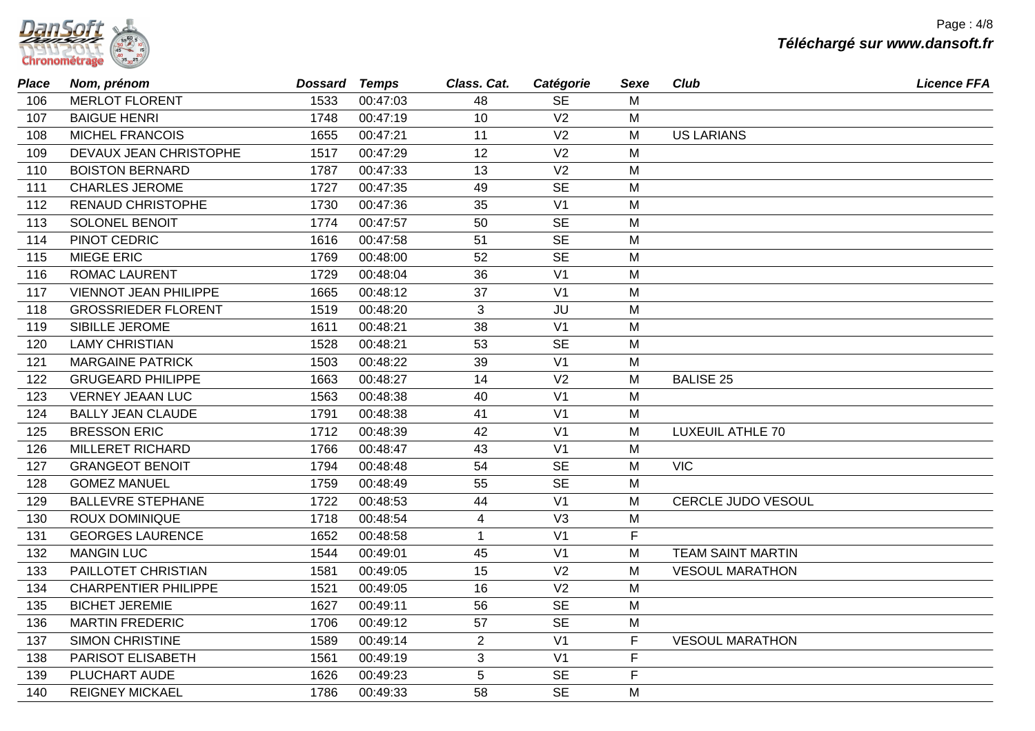| Place | Nom, prénom | Dossard | Temps | Class. Cat. | Catégorie | Sexe | Club | Licence FFA |
|---|---|---|---|---|---|---|---|---|
| 106 | MERLOT FLORENT | 1533 | 00:47:03 | 48 | SE | M | | |
| 107 | BAIGUE HENRI | 1748 | 00:47:19 | 10 | V2 | M | | |
| 108 | MICHEL FRANCOIS | 1655 | 00:47:21 | 11 | V2 | M | US LARIANS | |
| 109 | DEVAUX JEAN CHRISTOPHE | 1517 | 00:47:29 | 12 | V2 | M | | |
| 110 | BOISTON BERNARD | 1787 | 00:47:33 | 13 | V2 | M | | |
| 111 | CHARLES JEROME | 1727 | 00:47:35 | 49 | SE | M | | |
| 112 | RENAUD CHRISTOPHE | 1730 | 00:47:36 | 35 | V1 | M | | |
| 113 | SOLONEL BENOIT | 1774 | 00:47:57 | 50 | SE | M | | |
| 114 | PINOT CEDRIC | 1616 | 00:47:58 | 51 | SE | M | | |
| 115 | MIEGE ERIC | 1769 | 00:48:00 | 52 | SE | M | | |
| 116 | ROMAC LAURENT | 1729 | 00:48:04 | 36 | V1 | M | | |
| 117 | VIENNOT JEAN PHILIPPE | 1665 | 00:48:12 | 37 | V1 | M | | |
| 118 | GROSSRIEDER FLORENT | 1519 | 00:48:20 | 3 | JU | M | | |
| 119 | SIBILLE JEROME | 1611 | 00:48:21 | 38 | V1 | M | | |
| 120 | LAMY CHRISTIAN | 1528 | 00:48:21 | 53 | SE | M | | |
| 121 | MARGAINE PATRICK | 1503 | 00:48:22 | 39 | V1 | M | | |
| 122 | GRUGEARD PHILIPPE | 1663 | 00:48:27 | 14 | V2 | M | BALISE 25 | |
| 123 | VERNEY JEAAN LUC | 1563 | 00:48:38 | 40 | V1 | M | | |
| 124 | BALLY JEAN CLAUDE | 1791 | 00:48:38 | 41 | V1 | M | | |
| 125 | BRESSON ERIC | 1712 | 00:48:39 | 42 | V1 | M | LUXEUIL ATHLE 70 | |
| 126 | MILLERET RICHARD | 1766 | 00:48:47 | 43 | V1 | M | | |
| 127 | GRANGEOT BENOIT | 1794 | 00:48:48 | 54 | SE | M | VIC | |
| 128 | GOMEZ MANUEL | 1759 | 00:48:49 | 55 | SE | M | | |
| 129 | BALLEVRE STEPHANE | 1722 | 00:48:53 | 44 | V1 | M | CERCLE JUDO VESOUL | |
| 130 | ROUX DOMINIQUE | 1718 | 00:48:54 | 4 | V3 | M | | |
| 131 | GEORGES LAURENCE | 1652 | 00:48:58 | 1 | V1 | F | | |
| 132 | MANGIN LUC | 1544 | 00:49:01 | 45 | V1 | M | TEAM SAINT MARTIN | |
| 133 | PAILLOTET CHRISTIAN | 1581 | 00:49:05 | 15 | V2 | M | VESOUL MARATHON | |
| 134 | CHARPENTIER PHILIPPE | 1521 | 00:49:05 | 16 | V2 | M | | |
| 135 | BICHET JEREMIE | 1627 | 00:49:11 | 56 | SE | M | | |
| 136 | MARTIN FREDERIC | 1706 | 00:49:12 | 57 | SE | M | | |
| 137 | SIMON CHRISTINE | 1589 | 00:49:14 | 2 | V1 | F | VESOUL MARATHON | |
| 138 | PARISOT ELISABETH | 1561 | 00:49:19 | 3 | V1 | F | | |
| 139 | PLUCHART AUDE | 1626 | 00:49:23 | 5 | SE | F | | |
| 140 | REIGNEY MICKAEL | 1786 | 00:49:33 | 58 | SE | M | | |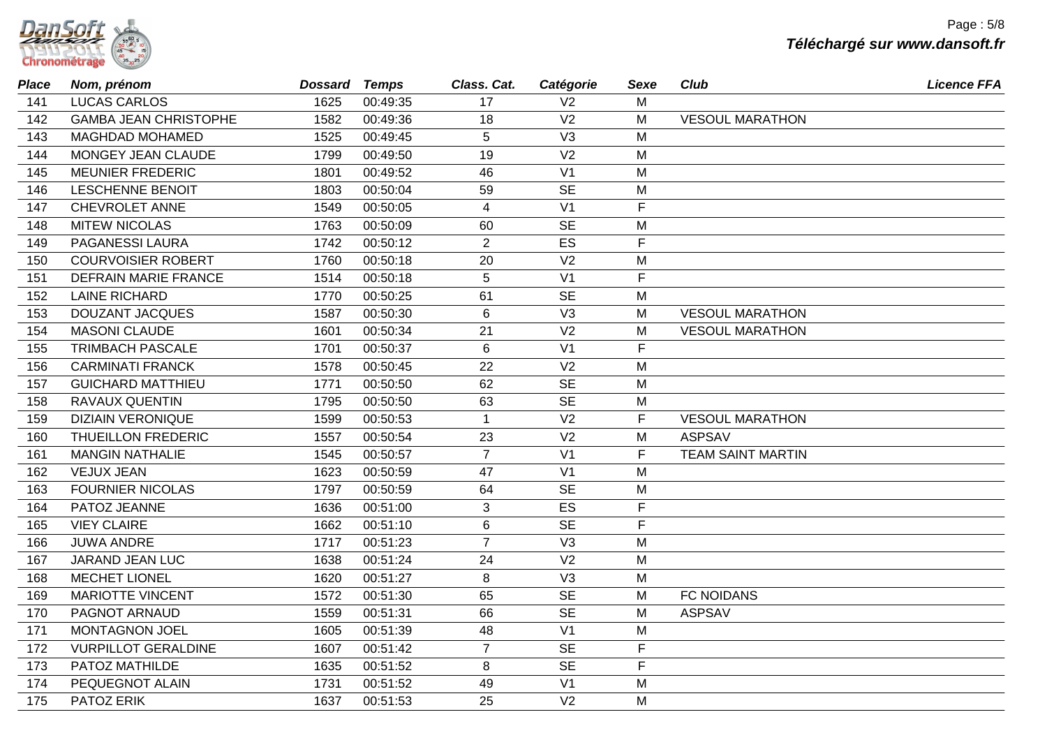| Place | Nom, prénom | Dossard | Temps | Class. Cat. | Catégorie | Sexe | Club | Licence FFA |
|---|---|---|---|---|---|---|---|---|
| 141 | LUCAS CARLOS | 1625 | 00:49:35 | 17 | V2 | M | | |
| 142 | GAMBA JEAN CHRISTOPHE | 1582 | 00:49:36 | 18 | V2 | M | VESOUL MARATHON | |
| 143 | MAGHDAD MOHAMED | 1525 | 00:49:45 | 5 | V3 | M | | |
| 144 | MONGEY JEAN CLAUDE | 1799 | 00:49:50 | 19 | V2 | M | | |
| 145 | MEUNIER FREDERIC | 1801 | 00:49:52 | 46 | V1 | M | | |
| 146 | LESCHENNE BENOIT | 1803 | 00:50:04 | 59 | SE | M | | |
| 147 | CHEVROLET ANNE | 1549 | 00:50:05 | 4 | V1 | F | | |
| 148 | MITEW NICOLAS | 1763 | 00:50:09 | 60 | SE | M | | |
| 149 | PAGANESSI LAURA | 1742 | 00:50:12 | 2 | ES | F | | |
| 150 | COURVOISIER ROBERT | 1760 | 00:50:18 | 20 | V2 | M | | |
| 151 | DEFRAIN MARIE FRANCE | 1514 | 00:50:18 | 5 | V1 | F | | |
| 152 | LAINE RICHARD | 1770 | 00:50:25 | 61 | SE | M | | |
| 153 | DOUZANT JACQUES | 1587 | 00:50:30 | 6 | V3 | M | VESOUL MARATHON | |
| 154 | MASONI CLAUDE | 1601 | 00:50:34 | 21 | V2 | M | VESOUL MARATHON | |
| 155 | TRIMBACH PASCALE | 1701 | 00:50:37 | 6 | V1 | F | | |
| 156 | CARMINATI FRANCK | 1578 | 00:50:45 | 22 | V2 | M | | |
| 157 | GUICHARD MATTHIEU | 1771 | 00:50:50 | 62 | SE | M | | |
| 158 | RAVAUX QUENTIN | 1795 | 00:50:50 | 63 | SE | M | | |
| 159 | DIZIAIN VERONIQUE | 1599 | 00:50:53 | 1 | V2 | F | VESOUL MARATHON | |
| 160 | THUEILLON FREDERIC | 1557 | 00:50:54 | 23 | V2 | M | ASPSAV | |
| 161 | MANGIN NATHALIE | 1545 | 00:50:57 | 7 | V1 | F | TEAM SAINT MARTIN | |
| 162 | VEJUX JEAN | 1623 | 00:50:59 | 47 | V1 | M | | |
| 163 | FOURNIER NICOLAS | 1797 | 00:50:59 | 64 | SE | M | | |
| 164 | PATOZ JEANNE | 1636 | 00:51:00 | 3 | ES | F | | |
| 165 | VIEY CLAIRE | 1662 | 00:51:10 | 6 | SE | F | | |
| 166 | JUWA ANDRE | 1717 | 00:51:23 | 7 | V3 | M | | |
| 167 | JARAND JEAN LUC | 1638 | 00:51:24 | 24 | V2 | M | | |
| 168 | MECHET LIONEL | 1620 | 00:51:27 | 8 | V3 | M | | |
| 169 | MARIOTTE VINCENT | 1572 | 00:51:30 | 65 | SE | M | FC NOIDANS | |
| 170 | PAGNOT ARNAUD | 1559 | 00:51:31 | 66 | SE | M | ASPSAV | |
| 171 | MONTAGNON JOEL | 1605 | 00:51:39 | 48 | V1 | M | | |
| 172 | VURPILLOT GERALDINE | 1607 | 00:51:42 | 7 | SE | F | | |
| 173 | PATOZ MATHILDE | 1635 | 00:51:52 | 8 | SE | F | | |
| 174 | PEQUEGNOT ALAIN | 1731 | 00:51:52 | 49 | V1 | M | | |
| 175 | PATOZ ERIK | 1637 | 00:51:53 | 25 | V2 | M | | |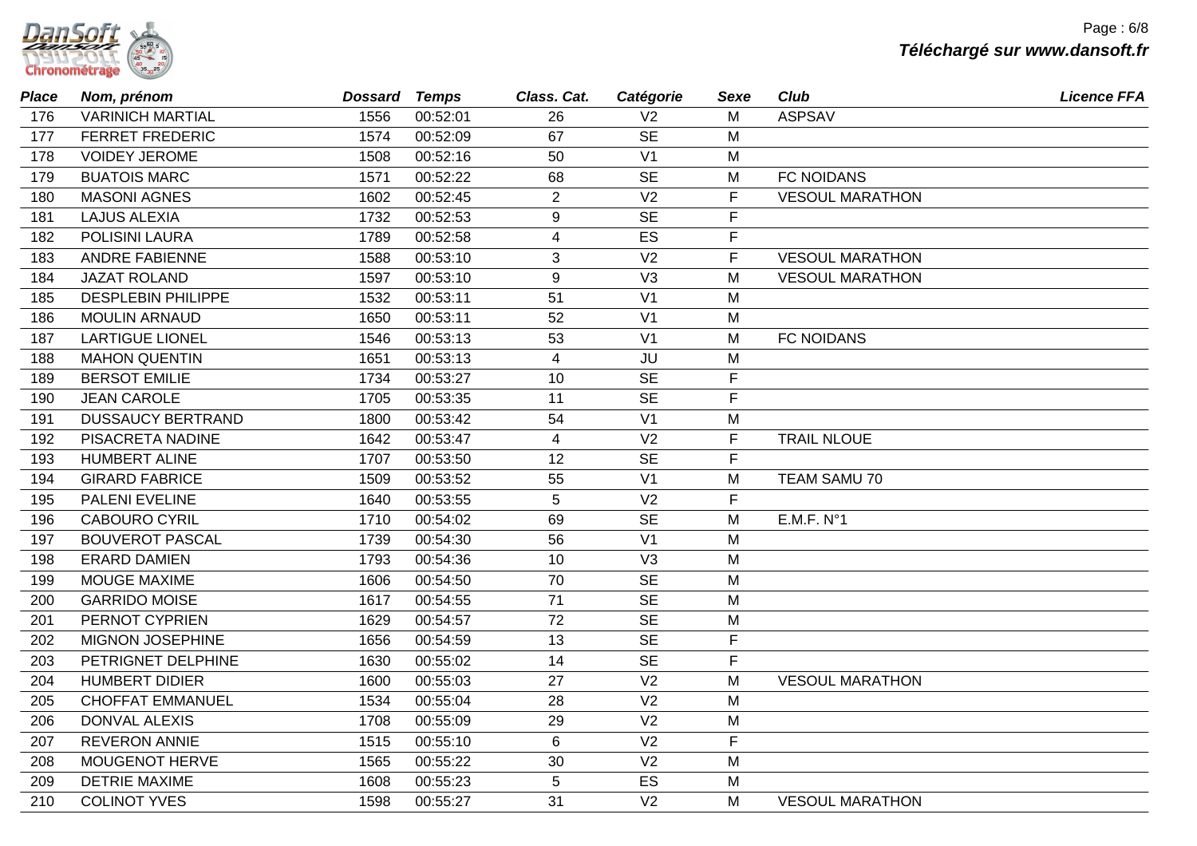| Place | Nom, prénom | Dossard | Temps | Class. Cat. | Catégorie | Sexe | Club | Licence FFA |
|---|---|---|---|---|---|---|---|---|
| 176 | VARINICH MARTIAL | 1556 | 00:52:01 | 26 | V2 | M | ASPSAV | |
| 177 | FERRET FREDERIC | 1574 | 00:52:09 | 67 | SE | M | | |
| 178 | VOIDEY JEROME | 1508 | 00:52:16 | 50 | V1 | M | | |
| 179 | BUATOIS MARC | 1571 | 00:52:22 | 68 | SE | M | FC NOIDANS | |
| 180 | MASONI AGNES | 1602 | 00:52:45 | 2 | V2 | F | VESOUL MARATHON | |
| 181 | LAJUS ALEXIA | 1732 | 00:52:53 | 9 | SE | F | | |
| 182 | POLISINI LAURA | 1789 | 00:52:58 | 4 | ES | F | | |
| 183 | ANDRE FABIENNE | 1588 | 00:53:10 | 3 | V2 | F | VESOUL MARATHON | |
| 184 | JAZAT ROLAND | 1597 | 00:53:10 | 9 | V3 | M | VESOUL MARATHON | |
| 185 | DESPLEBIN PHILIPPE | 1532 | 00:53:11 | 51 | V1 | M | | |
| 186 | MOULIN ARNAUD | 1650 | 00:53:11 | 52 | V1 | M | | |
| 187 | LARTIGUE LIONEL | 1546 | 00:53:13 | 53 | V1 | M | FC NOIDANS | |
| 188 | MAHON QUENTIN | 1651 | 00:53:13 | 4 | JU | M | | |
| 189 | BERSOT EMILIE | 1734 | 00:53:27 | 10 | SE | F | | |
| 190 | JEAN CAROLE | 1705 | 00:53:35 | 11 | SE | F | | |
| 191 | DUSSAUCY BERTRAND | 1800 | 00:53:42 | 54 | V1 | M | | |
| 192 | PISACRETA NADINE | 1642 | 00:53:47 | 4 | V2 | F | TRAIL NLOUE | |
| 193 | HUMBERT ALINE | 1707 | 00:53:50 | 12 | SE | F | | |
| 194 | GIRARD FABRICE | 1509 | 00:53:52 | 55 | V1 | M | TEAM SAMU 70 | |
| 195 | PALENI EVELINE | 1640 | 00:53:55 | 5 | V2 | F | | |
| 196 | CABOURO CYRIL | 1710 | 00:54:02 | 69 | SE | M | E.M.F. N°1 | |
| 197 | BOUVEROT PASCAL | 1739 | 00:54:30 | 56 | V1 | M | | |
| 198 | ERARD DAMIEN | 1793 | 00:54:36 | 10 | V3 | M | | |
| 199 | MOUGE MAXIME | 1606 | 00:54:50 | 70 | SE | M | | |
| 200 | GARRIDO MOISE | 1617 | 00:54:55 | 71 | SE | M | | |
| 201 | PERNOT CYPRIEN | 1629 | 00:54:57 | 72 | SE | M | | |
| 202 | MIGNON JOSEPHINE | 1656 | 00:54:59 | 13 | SE | F | | |
| 203 | PETRIGNET DELPHINE | 1630 | 00:55:02 | 14 | SE | F | | |
| 204 | HUMBERT DIDIER | 1600 | 00:55:03 | 27 | V2 | M | VESOUL MARATHON | |
| 205 | CHOFFAT EMMANUEL | 1534 | 00:55:04 | 28 | V2 | M | | |
| 206 | DONVAL ALEXIS | 1708 | 00:55:09 | 29 | V2 | M | | |
| 207 | REVERON ANNIE | 1515 | 00:55:10 | 6 | V2 | F | | |
| 208 | MOUGENOT HERVE | 1565 | 00:55:22 | 30 | V2 | M | | |
| 209 | DETRIE MAXIME | 1608 | 00:55:23 | 5 | ES | M | | |
| 210 | COLINOT YVES | 1598 | 00:55:27 | 31 | V2 | M | VESOUL MARATHON | |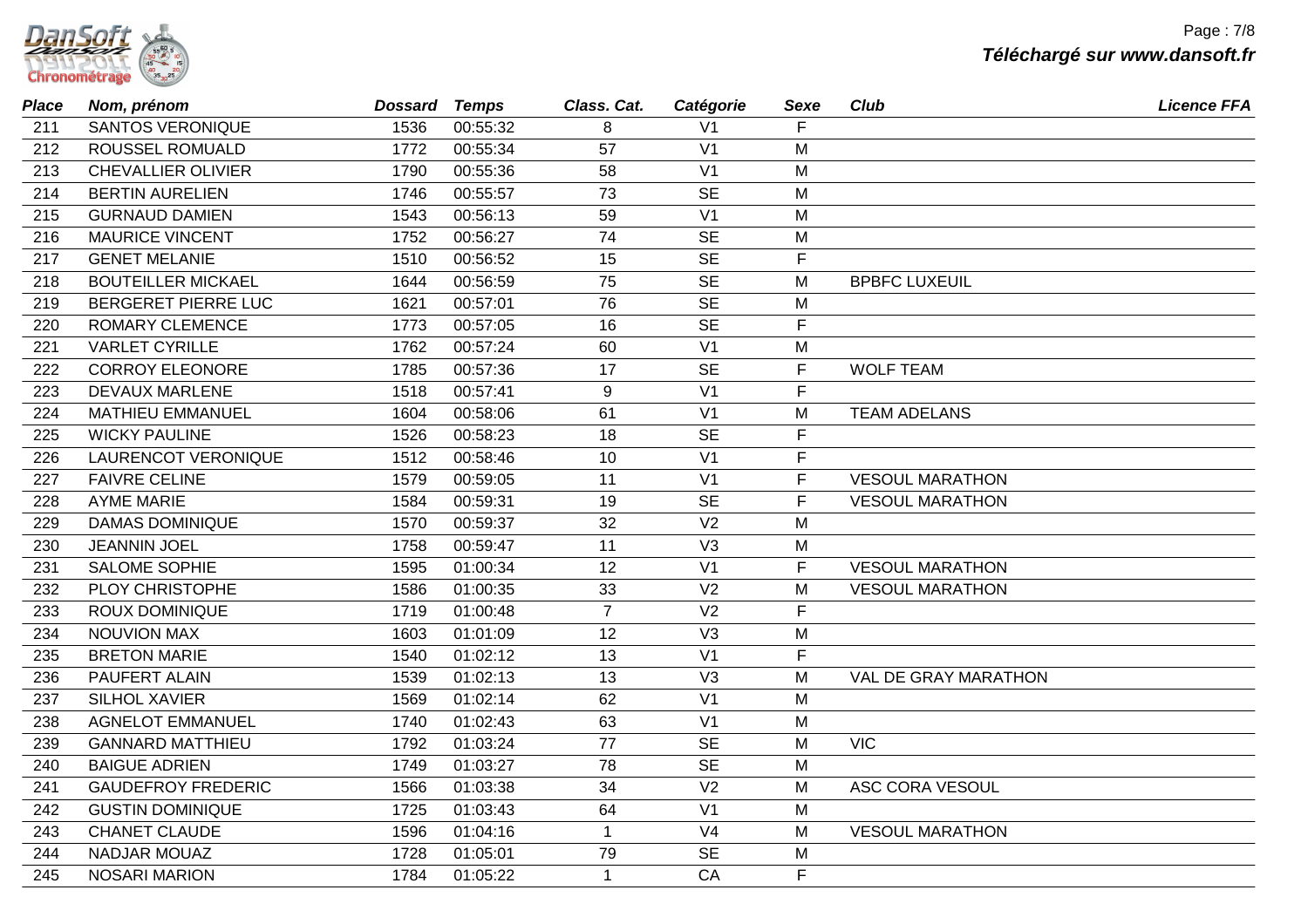| Place | Nom, prénom | Dossard | Temps | Class. Cat. | Catégorie | Sexe | Club | Licence FFA |
|---|---|---|---|---|---|---|---|---|
| 211 | SANTOS VERONIQUE | 1536 | 00:55:32 | 8 | V1 | F | | |
| 212 | ROUSSEL ROMUALD | 1772 | 00:55:34 | 57 | V1 | M | | |
| 213 | CHEVALLIER OLIVIER | 1790 | 00:55:36 | 58 | V1 | M | | |
| 214 | BERTIN AURELIEN | 1746 | 00:55:57 | 73 | SE | M | | |
| 215 | GURNAUD DAMIEN | 1543 | 00:56:13 | 59 | V1 | M | | |
| 216 | MAURICE VINCENT | 1752 | 00:56:27 | 74 | SE | M | | |
| 217 | GENET MELANIE | 1510 | 00:56:52 | 15 | SE | F | | |
| 218 | BOUTEILLER MICKAEL | 1644 | 00:56:59 | 75 | SE | M | BPBFC LUXEUIL | |
| 219 | BERGERET PIERRE LUC | 1621 | 00:57:01 | 76 | SE | M | | |
| 220 | ROMARY CLEMENCE | 1773 | 00:57:05 | 16 | SE | F | | |
| 221 | VARLET CYRILLE | 1762 | 00:57:24 | 60 | V1 | M | | |
| 222 | CORROY ELEONORE | 1785 | 00:57:36 | 17 | SE | F | WOLF TEAM | |
| 223 | DEVAUX MARLENE | 1518 | 00:57:41 | 9 | V1 | F | | |
| 224 | MATHIEU EMMANUEL | 1604 | 00:58:06 | 61 | V1 | M | TEAM ADELANS | |
| 225 | WICKY PAULINE | 1526 | 00:58:23 | 18 | SE | F | | |
| 226 | LAURENCOT VERONIQUE | 1512 | 00:58:46 | 10 | V1 | F | | |
| 227 | FAIVRE CELINE | 1579 | 00:59:05 | 11 | V1 | F | VESOUL MARATHON | |
| 228 | AYME MARIE | 1584 | 00:59:31 | 19 | SE | F | VESOUL MARATHON | |
| 229 | DAMAS DOMINIQUE | 1570 | 00:59:37 | 32 | V2 | M | | |
| 230 | JEANNIN JOEL | 1758 | 00:59:47 | 11 | V3 | M | | |
| 231 | SALOME SOPHIE | 1595 | 01:00:34 | 12 | V1 | F | VESOUL MARATHON | |
| 232 | PLOY CHRISTOPHE | 1586 | 01:00:35 | 33 | V2 | M | VESOUL MARATHON | |
| 233 | ROUX DOMINIQUE | 1719 | 01:00:48 | 7 | V2 | F | | |
| 234 | NOUVION MAX | 1603 | 01:01:09 | 12 | V3 | M | | |
| 235 | BRETON MARIE | 1540 | 01:02:12 | 13 | V1 | F | | |
| 236 | PAUFERT ALAIN | 1539 | 01:02:13 | 13 | V3 | M | VAL DE GRAY MARATHON | |
| 237 | SILHOL XAVIER | 1569 | 01:02:14 | 62 | V1 | M | | |
| 238 | AGNELOT EMMANUEL | 1740 | 01:02:43 | 63 | V1 | M | | |
| 239 | GANNARD MATTHIEU | 1792 | 01:03:24 | 77 | SE | M | VIC | |
| 240 | BAIGUE ADRIEN | 1749 | 01:03:27 | 78 | SE | M | | |
| 241 | GAUDEFROY FREDERIC | 1566 | 01:03:38 | 34 | V2 | M | ASC CORA VESOUL | |
| 242 | GUSTIN DOMINIQUE | 1725 | 01:03:43 | 64 | V1 | M | | |
| 243 | CHANET CLAUDE | 1596 | 01:04:16 | 1 | V4 | M | VESOUL MARATHON | |
| 244 | NADJAR MOUAZ | 1728 | 01:05:01 | 79 | SE | M | | |
| 245 | NOSARI MARION | 1784 | 01:05:22 | 1 | CA | F | | |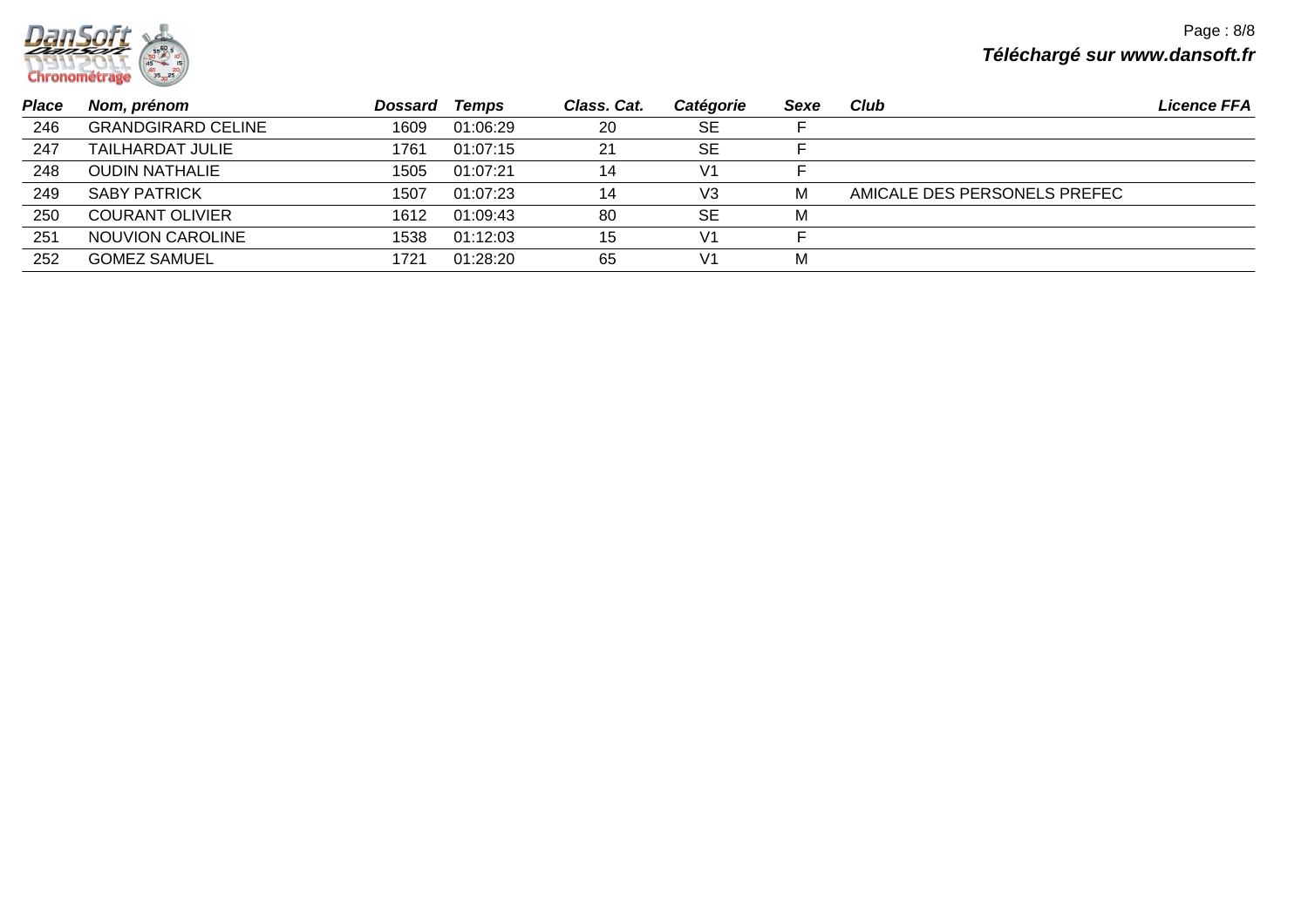| Place | Nom, prénom | Dossard | Temps | Class. Cat. | Catégorie | Sexe | Club | Licence FFA |
|---|---|---|---|---|---|---|---|---|
| 246 | GRANDGIRARD CELINE | 1609 | 01:06:29 | 20 | SE | F | | |
| 247 | TAILHARDAT JULIE | 1761 | 01:07:15 | 21 | SE | F | | |
| 248 | OUDIN NATHALIE | 1505 | 01:07:21 | 14 | V1 | F | | |
| 249 | SABY PATRICK | 1507 | 01:07:23 | 14 | V3 | M | AMICALE DES PERSONELS PREFEC | |
| 250 | COURANT OLIVIER | 1612 | 01:09:43 | 80 | SE | M | | |
| 251 | NOUVION CAROLINE | 1538 | 01:12:03 | 15 | V1 | F | | |
| 252 | GOMEZ SAMUEL | 1721 | 01:28:20 | 65 | V1 | M | | |